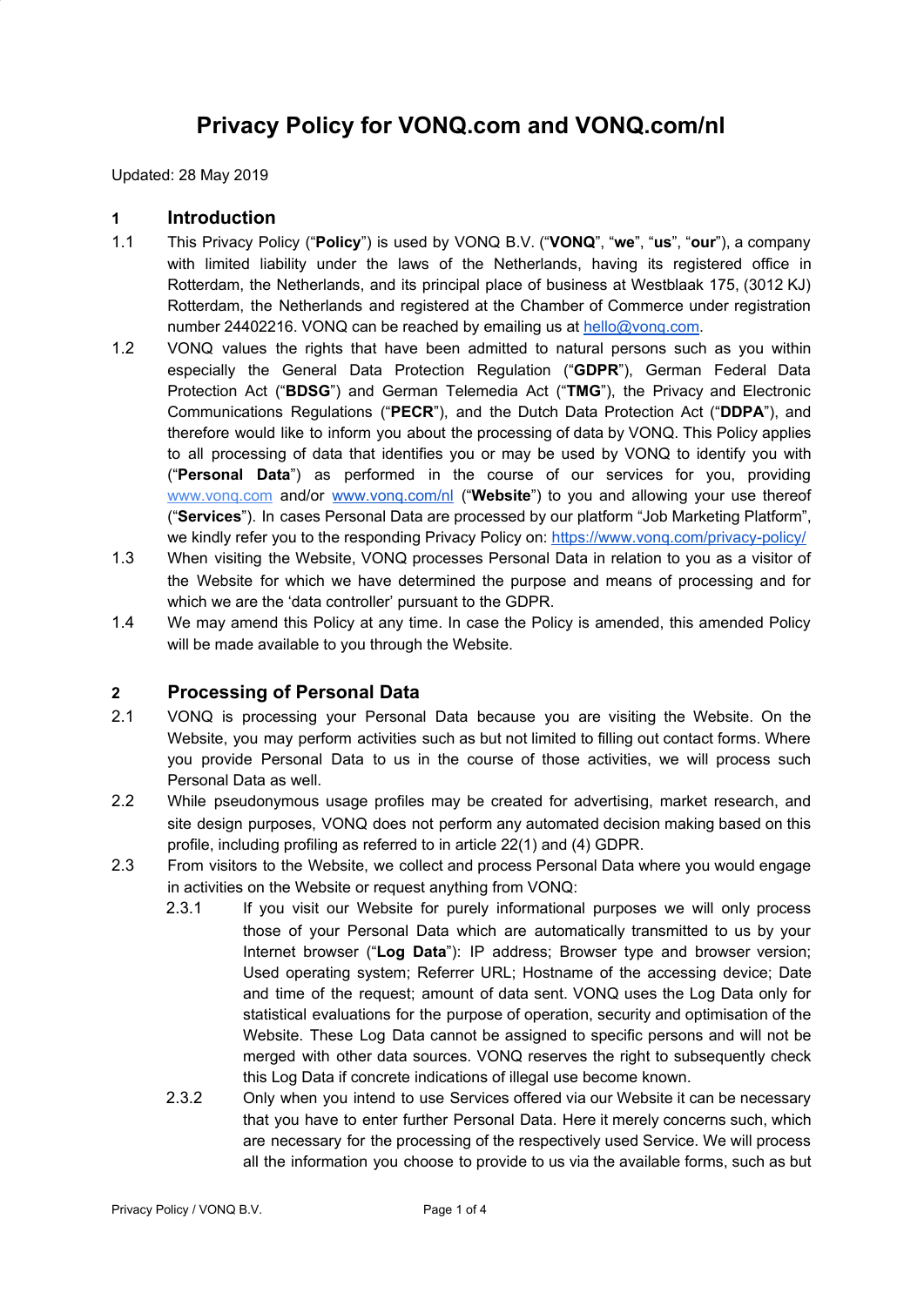# Privacy Policy for VONQ.com and VONQ.com/nl

Updated: 28 May 2019

## 1 Introduction

1.1 This Privacy Policy ("**Policy**") is used by VONQ B.V. ("**VONQ**", "**we**", "**us**", "**our**"), a company with limited liability under the laws of the Netherlands, having its registered office in Rotterdam, the Netherlands, and its principal place of business at Westblaak 175, (3012 KJ) Rotterdam, the Netherlands and registered at the Chamber of Commerce under registration number 24402216. VONQ can be reached by emailing us at hello@vonq.com.

1.2 VONQ values the rights that have been admitted to natural persons such as you within especially the General Data Protection Regulation ("**GDPR**"), German Federal Data Protection Act ("**BDSG**") and German Telemedia Act ("**TMG**"), the Privacy and Electronic Communications Regulations ("**PECR**"), and the Dutch Data Protection Act ("**DDPA**"), and therefore would like to inform you about the processing of data by VONQ. This Policy applies to all processing of data that identifies you or may be used by VONQ to identify you with ("**Personal Data**") as performed in the course of our services for you, providing www.vonq.com and/or www.vonq.com/nl ("**Website**") to you and allowing your use thereof ("**Services**"). In cases Personal Data are processed by our platform "Job Marketing Platform", we kindly refer you to the responding Privacy Policy on: https://www.vonq.com/privacy-policy/

1.3 When visiting the Website, VONQ processes Personal Data in relation to you as a visitor of the Website for which we have determined the purpose and means of processing and for which we are the 'data controller' pursuant to the GDPR.

1.4 We may amend this Policy at any time. In case the Policy is amended, this amended Policy will be made available to you through the Website.

## 2 Processing of Personal Data

2.1 VONQ is processing your Personal Data because you are visiting the Website. On the Website, you may perform activities such as but not limited to filling out contact forms. Where you provide Personal Data to us in the course of those activities, we will process such Personal Data as well.

2.2 While pseudonymous usage profiles may be created for advertising, market research, and site design purposes, VONQ does not perform any automated decision making based on this profile, including profiling as referred to in article 22(1) and (4) GDPR.

2.3 From visitors to the Website, we collect and process Personal Data where you would engage in activities on the Website or request anything from VONQ:

2.3.1 If you visit our Website for purely informational purposes we will only process those of your Personal Data which are automatically transmitted to us by your Internet browser ("**Log Data**"): IP address; Browser type and browser version; Used operating system; Referrer URL; Hostname of the accessing device; Date and time of the request; amount of data sent. VONQ uses the Log Data only for statistical evaluations for the purpose of operation, security and optimisation of the Website. These Log Data cannot be assigned to specific persons and will not be merged with other data sources. VONQ reserves the right to subsequently check this Log Data if concrete indications of illegal use become known.

2.3.2 Only when you intend to use Services offered via our Website it can be necessary that you have to enter further Personal Data. Here it merely concerns such, which are necessary for the processing of the respectively used Service. We will process all the information you choose to provide to us via the available forms, such as but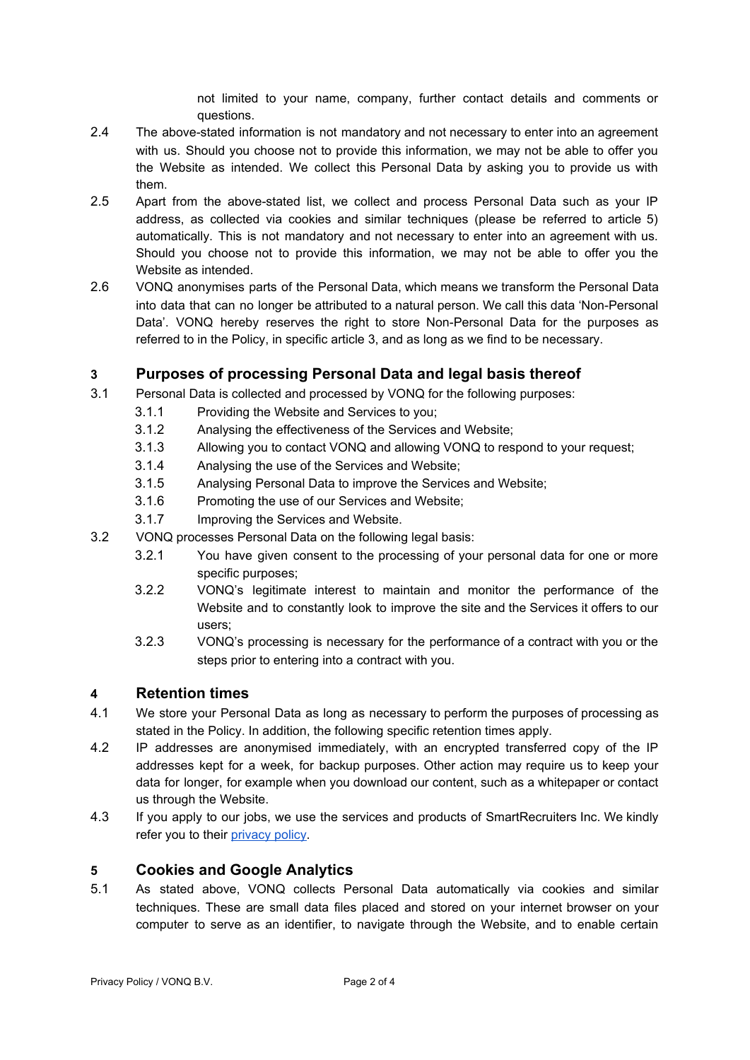not limited to your name, company, further contact details and comments or questions.

2.4 The above-stated information is not mandatory and not necessary to enter into an agreement with us. Should you choose not to provide this information, we may not be able to offer you the Website as intended. We collect this Personal Data by asking you to provide us with them.

2.5 Apart from the above-stated list, we collect and process Personal Data such as your IP address, as collected via cookies and similar techniques (please be referred to article 5) automatically. This is not mandatory and not necessary to enter into an agreement with us. Should you choose not to provide this information, we may not be able to offer you the Website as intended.

2.6 VONQ anonymises parts of the Personal Data, which means we transform the Personal Data into data that can no longer be attributed to a natural person. We call this data 'Non-Personal Data'. VONQ hereby reserves the right to store Non-Personal Data for the purposes as referred to in the Policy, in specific article 3, and as long as we find to be necessary.

## 3 Purposes of processing Personal Data and legal basis thereof

3.1 Personal Data is collected and processed by VONQ for the following purposes:

- 3.1.1 Providing the Website and Services to you;
- 3.1.2 Analysing the effectiveness of the Services and Website;
- 3.1.3 Allowing you to contact VONQ and allowing VONQ to respond to your request;
- 3.1.4 Analysing the use of the Services and Website;
- 3.1.5 Analysing Personal Data to improve the Services and Website;
- 3.1.6 Promoting the use of our Services and Website;
- 3.1.7 Improving the Services and Website.

3.2 VONQ processes Personal Data on the following legal basis:

- 3.2.1 You have given consent to the processing of your personal data for one or more specific purposes;
- 3.2.2 VONQ's legitimate interest to maintain and monitor the performance of the Website and to constantly look to improve the site and the Services it offers to our users;
- 3.2.3 VONQ's processing is necessary for the performance of a contract with you or the steps prior to entering into a contract with you.

## 4 Retention times

4.1 We store your Personal Data as long as necessary to perform the purposes of processing as stated in the Policy. In addition, the following specific retention times apply.

4.2 IP addresses are anonymised immediately, with an encrypted transferred copy of the IP addresses kept for a week, for backup purposes. Other action may require us to keep your data for longer, for example when you download our content, such as a whitepaper or contact us through the Website.

4.3 If you apply to our jobs, we use the services and products of SmartRecruiters Inc. We kindly refer you to their privacy policy.

## 5 Cookies and Google Analytics

5.1 As stated above, VONQ collects Personal Data automatically via cookies and similar techniques. These are small data files placed and stored on your internet browser on your computer to serve as an identifier, to navigate through the Website, and to enable certain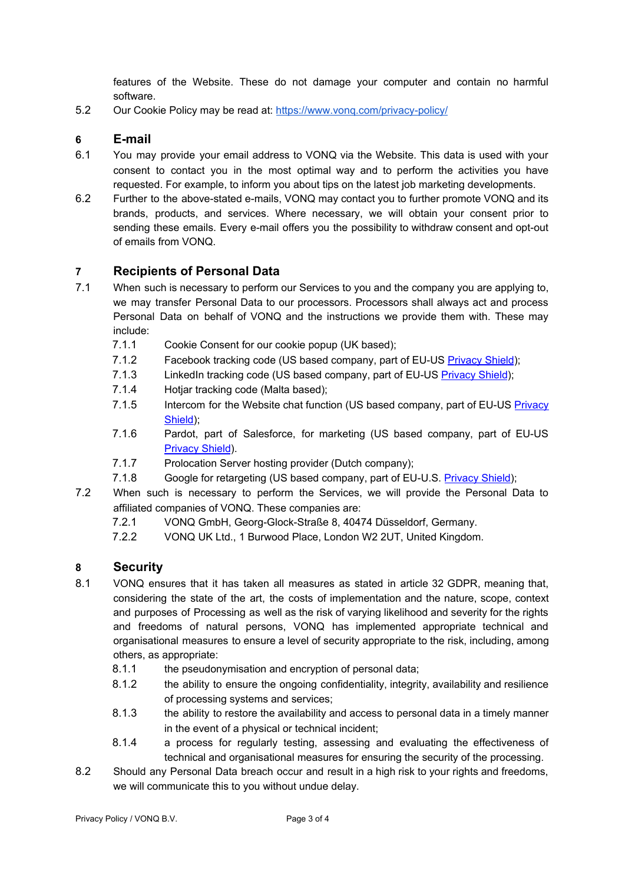features of the Website. These do not damage your computer and contain no harmful software.

5.2 Our Cookie Policy may be read at: [https://www.vonq.com/privacy-policy/](https://www.vonq.com/privacy-policy/)

## 6 E-mail

6.1 You may provide your email address to VONQ via the Website. This data is used with your consent to contact you in the most optimal way and to perform the activities you have requested. For example, to inform you about tips on the latest job marketing developments.

6.2 Further to the above-stated e-mails, VONQ may contact you to further promote VONQ and its brands, products, and services. Where necessary, we will obtain your consent prior to sending these emails. Every e-mail offers you the possibility to withdraw consent and opt-out of emails from VONQ.

## 7 Recipients of Personal Data

7.1 When such is necessary to perform our Services to you and the company you are applying to, we may transfer Personal Data to our processors. Processors shall always act and process Personal Data on behalf of VONQ and the instructions we provide them with. These may include:

- 7.1.1 Cookie Consent for our cookie popup (UK based);
- 7.1.2 Facebook tracking code (US based company, part of EU-US Privacy Shield);
- 7.1.3 LinkedIn tracking code (US based company, part of EU-US Privacy Shield);
- 7.1.4 Hotjar tracking code (Malta based);
- 7.1.5 Intercom for the Website chat function (US based company, part of EU-US Privacy Shield);
- 7.1.6 Pardot, part of Salesforce, for marketing (US based company, part of EU-US Privacy Shield).
- 7.1.7 Prolocation Server hosting provider (Dutch company);
- 7.1.8 Google for retargeting (US based company, part of EU-U.S. Privacy Shield);

7.2 When such is necessary to perform the Services, we will provide the Personal Data to affiliated companies of VONQ. These companies are:

- 7.2.1 VONQ GmbH, Georg-Glock-Straße 8, 40474 Düsseldorf, Germany.
- 7.2.2 VONQ UK Ltd., 1 Burwood Place, London W2 2UT, United Kingdom.

## 8 Security

8.1 VONQ ensures that it has taken all measures as stated in article 32 GDPR, meaning that, considering the state of the art, the costs of implementation and the nature, scope, context and purposes of Processing as well as the risk of varying likelihood and severity for the rights and freedoms of natural persons, VONQ has implemented appropriate technical and organisational measures to ensure a level of security appropriate to the risk, including, among others, as appropriate:

- 8.1.1 the pseudonymisation and encryption of personal data;
- 8.1.2 the ability to ensure the ongoing confidentiality, integrity, availability and resilience of processing systems and services;
- 8.1.3 the ability to restore the availability and access to personal data in a timely manner in the event of a physical or technical incident;
- 8.1.4 a process for regularly testing, assessing and evaluating the effectiveness of technical and organisational measures for ensuring the security of the processing.

8.2 Should any Personal Data breach occur and result in a high risk to your rights and freedoms, we will communicate this to you without undue delay.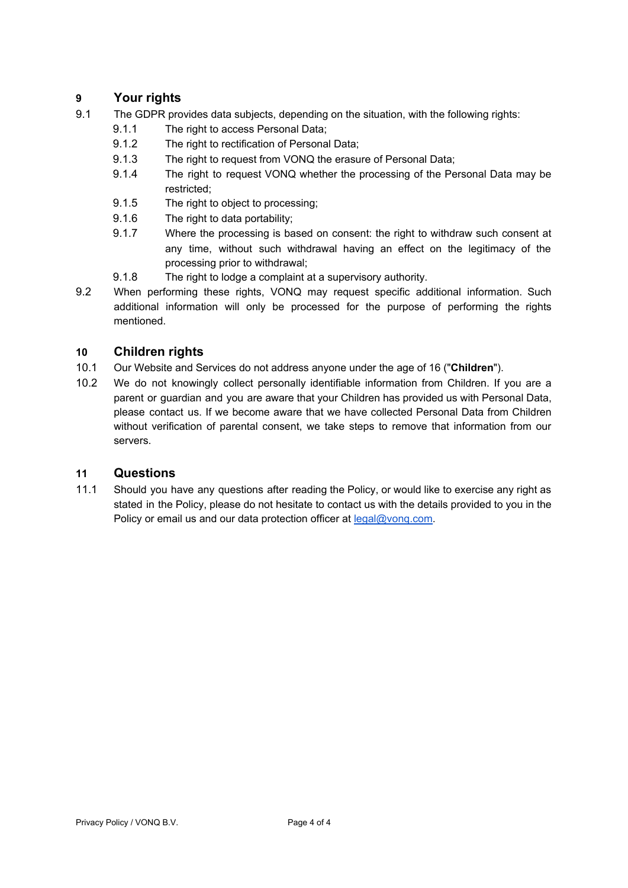## 9 Your rights

9.1 The GDPR provides data subjects, depending on the situation, with the following rights:

- 9.1.1 The right to access Personal Data;
- 9.1.2 The right to rectification of Personal Data;
- 9.1.3 The right to request from VONQ the erasure of Personal Data;
- 9.1.4 The right to request VONQ whether the processing of the Personal Data may be restricted;
- 9.1.5 The right to object to processing;
- 9.1.6 The right to data portability;
- 9.1.7 Where the processing is based on consent: the right to withdraw such consent at any time, without such withdrawal having an effect on the legitimacy of the processing prior to withdrawal;
- 9.1.8 The right to lodge a complaint at a supervisory authority.

9.2 When performing these rights, VONQ may request specific additional information. Such additional information will only be processed for the purpose of performing the rights mentioned.

## 10 Children rights

10.1 Our Website and Services do not address anyone under the age of 16 ("**Children**").

10.2 We do not knowingly collect personally identifiable information from Children. If you are a parent or guardian and you are aware that your Children has provided us with Personal Data, please contact us. If we become aware that we have collected Personal Data from Children without verification of parental consent, we take steps to remove that information from our servers.

## 11 Questions

11.1 Should you have any questions after reading the Policy, or would like to exercise any right as stated in the Policy, please do not hesitate to contact us with the details provided to you in the Policy or email us and our data protection officer at legal@vonq.com.